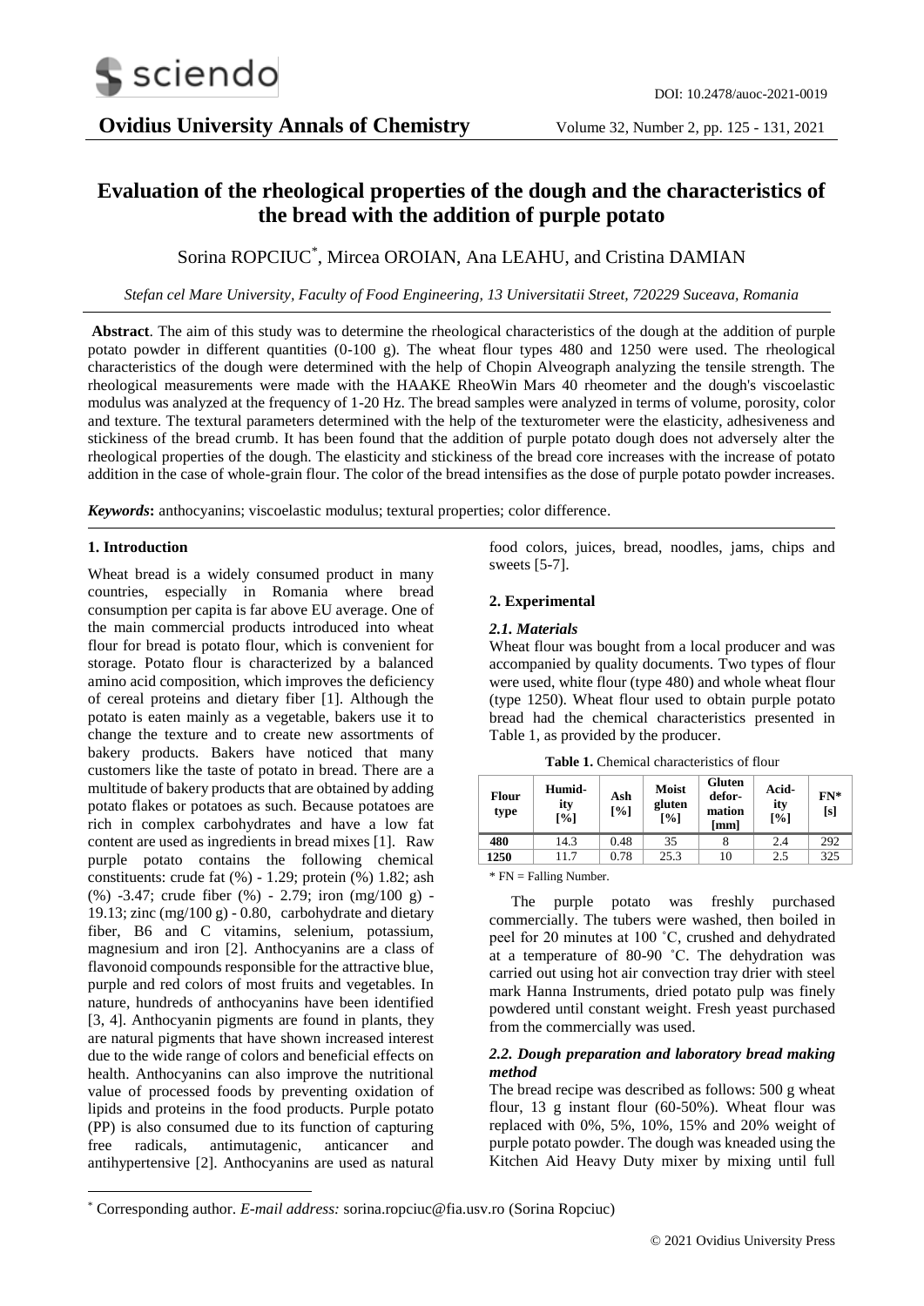# Evaluation of the rheological properties of the dough and the characteristics of the bread with the addition of purple potato

Sorina ROPCIUC[*], Mircea OROIAN, Ana LEAHU, and Cristina DAMIAN

*Stefan cel Mare University, Faculty of Food Engineering, 13 Universitatii Street, 720229 Suceava, Romania*

**Abstract**. The aim of this study was to determine the rheological characteristics of the dough at the addition of purple potato powder in different quantities (0-100 g). The wheat flour types 480 and 1250 were used. The rheological characteristics of the dough were determined with the help of Chopin Alveograph analyzing the tensile strength. The rheological measurements were made with the HAAKE RheoWin Mars 40 rheometer and the dough's viscoelastic modulus was analyzed at the frequency of 1-20 Hz. The bread samples were analyzed in terms of volume, porosity, color and texture. The textural parameters determined with the help of the texturometer were the elasticity, adhesiveness and stickiness of the bread crumb. It has been found that the addition of purple potato dough does not adversely alter the rheological properties of the dough. The elasticity and stickiness of the bread core increases with the increase of potato addition in the case of whole-grain flour. The color of the bread intensifies as the dose of purple potato powder increases.

***Keywords*:** anthocyanins; viscoelastic modulus; textural properties; color difference.

## 1. Introduction

Wheat bread is a widely consumed product in many countries, especially in Romania where bread consumption per capita is far above EU average. One of the main commercial products introduced into wheat flour for bread is potato flour, which is convenient for storage. Potato flour is characterized by a balanced amino acid composition, which improves the deficiency of cereal proteins and dietary fiber [1]. Although the potato is eaten mainly as a vegetable, bakers use it to change the texture and to create new assortments of bakery products. Bakers have noticed that many customers like the taste of potato in bread. There are a multitude of bakery products that are obtained by adding potato flakes or potatoes as such. Because potatoes are rich in complex carbohydrates and have a low fat content are used as ingredients in bread mixes [1]. Raw purple potato contains the following chemical constituents: crude fat (%) - 1.29; protein (%) 1.82; ash (%) -3.47; crude fiber (%) - 2.79; iron (mg/100 g) - 19.13; zinc (mg/100 g) - 0.80, carbohydrate and dietary fiber, B6 and C vitamins, selenium, potassium, magnesium and iron [2]. Anthocyanins are a class of flavonoid compounds responsible for the attractive blue, purple and red colors of most fruits and vegetables. In nature, hundreds of anthocyanins have been identified [3, 4]. Anthocyanin pigments are found in plants, they are natural pigments that have shown increased interest due to the wide range of colors and beneficial effects on health. Anthocyanins can also improve the nutritional value of processed foods by preventing oxidation of lipids and proteins in the food products. Purple potato (PP) is also consumed due to its function of capturing free radicals, antimutagenic, anticancer and antihypertensive [2]. Anthocyanins are used as natural food colors, juices, bread, noodles, jams, chips and sweets [5-7].

## 2. Experimental

### *2.1. Materials*

Wheat flour was bought from a local producer and was accompanied by quality documents. Two types of flour were used, white flour (type 480) and whole wheat flour (type 1250). Wheat flour used to obtain purple potato bread had the chemical characteristics presented in Table 1, as provided by the producer.

**Table 1.** Chemical characteristics of flour

| Flour type | Humidity [%] | Ash [%] | Moist gluten [%] | Gluten deformation [mm] | Acidity [%] | FN* [s] |
|---|---|---|---|---|---|---|
| **480** | 14.3 | 0.48 | 35 | 8 | 2.4 | 292 |
| **1250** | 11.7 | 0.78 | 25.3 | 10 | 2.5 | 325 |

\* FN = Falling Number.

The purple potato was freshly purchased commercially. The tubers were washed, then boiled in peel for 20 minutes at 100 ˚C, crushed and dehydrated at a temperature of 80-90 ˚C. The dehydration was carried out using hot air convection tray drier with steel mark Hanna Instruments, dried potato pulp was finely powdered until constant weight. Fresh yeast purchased from the commercially was used.

### *2.2. Dough preparation and laboratory bread making method*

The bread recipe was described as follows: 500 g wheat flour, 13 g instant flour (60-50%). Wheat flour was replaced with 0%, 5%, 10%, 15% and 20% weight of purple potato powder. The dough was kneaded using the Kitchen Aid Heavy Duty mixer by mixing until full

[*] Corresponding author. *E-mail address:* sorina.ropciuc@fia.usv.ro (Sorina Ropciuc)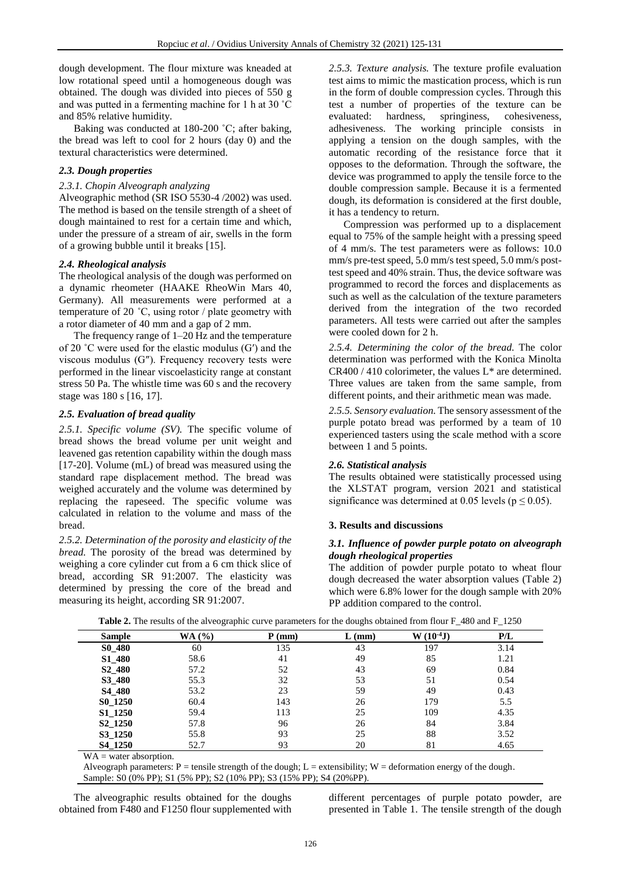dough development. The flour mixture was kneaded at low rotational speed until a homogeneous dough was obtained. The dough was divided into pieces of 550 g and was putted in a fermenting machine for 1 h at 30 ˚C and 85% relative humidity.

Baking was conducted at 180-200 ˚C; after baking, the bread was left to cool for 2 hours (day 0) and the textural characteristics were determined.

### *2.3. Dough properties*

#### *2.3.1. Chopin Alveograph analyzing*

Alveographic method (SR ISO 5530-4 /2002) was used. The method is based on the tensile strength of a sheet of dough maintained to rest for a certain time and which, under the pressure of a stream of air, swells in the form of a growing bubble until it breaks [15].

### *2.4. Rheological analysis*

The rheological analysis of the dough was performed on a dynamic rheometer (HAAKE RheoWin Mars 40, Germany). All measurements were performed at a temperature of 20 ˚C, using rotor / plate geometry with a rotor diameter of 40 mm and a gap of 2 mm.

The frequency range of 1–20 Hz and the temperature of 20 ˚C were used for the elastic modulus (G′) and the viscous modulus (G″). Frequency recovery tests were performed in the linear viscoelasticity range at constant stress 50 Pa. The whistle time was 60 s and the recovery stage was 180 s [16, 17].

### *2.5. Evaluation of bread quality*

*2.5.1. Specific volume (SV).* The specific volume of bread shows the bread volume per unit weight and leavened gas retention capability within the dough mass [17-20]. Volume (mL) of bread was measured using the standard rape displacement method. The bread was weighed accurately and the volume was determined by replacing the rapeseed. The specific volume was calculated in relation to the volume and mass of the bread.

*2.5.2. Determination of the porosity and elasticity of the bread.* The porosity of the bread was determined by weighing a core cylinder cut from a 6 cm thick slice of bread, according SR 91:2007. The elasticity was determined by pressing the core of the bread and measuring its height, according SR 91:2007.

*2.5.3. Texture analysis.* The texture profile evaluation test aims to mimic the mastication process, which is run in the form of double compression cycles. Through this test a number of properties of the texture can be evaluated: hardness, springiness, cohesiveness, adhesiveness. The working principle consists in applying a tension on the dough samples, with the automatic recording of the resistance force that it opposes to the deformation. Through the software, the device was programmed to apply the tensile force to the double compression sample. Because it is a fermented dough, its deformation is considered at the first double, it has a tendency to return.

Compression was performed up to a displacement equal to 75% of the sample height with a pressing speed of 4 mm/s. The test parameters were as follows: 10.0 mm/s pre-test speed, 5.0 mm/s test speed, 5.0 mm/s post-test speed and 40% strain. Thus, the device software was programmed to record the forces and displacements as such as well as the calculation of the texture parameters derived from the integration of the two recorded parameters. All tests were carried out after the samples were cooled down for 2 h.

*2.5.4. Determining the color of the bread.* The color determination was performed with the Konica Minolta CR400 / 410 colorimeter, the values L* are determined. Three values are taken from the same sample, from different points, and their arithmetic mean was made.

*2.5.5. Sensory evaluation.* The sensory assessment of the purple potato bread was performed by a team of 10 experienced tasters using the scale method with a score between 1 and 5 points.

### *2.6. Statistical analysis*

The results obtained were statistically processed using the XLSTAT program, version 2021 and statistical significance was determined at 0.05 levels ($p \leq 0.05$).

## 3. Results and discussions

### *3.1. Influence of powder purple potato on alveograph dough rheological properties*

The addition of powder purple potato to wheat flour dough decreased the water absorption values (Table 2) which were 6.8% lower for the dough sample with 20% PP addition compared to the control.

**Table 2.** The results of the alveographic curve parameters for the doughs obtained from flour F_480 and F_1250

| Sample | WA (%) | P (mm) | L (mm) | W ($10^{-4}$J) | P/L |
|---|---|---|---|---|---|
| **S0_480** | 60 | 135 | 43 | 197 | 3.14 |
| **S1_480** | 58.6 | 41 | 49 | 85 | 1.21 |
| **S2_480** | 57.2 | 52 | 43 | 69 | 0.84 |
| **S3_480** | 55.3 | 32 | 53 | 51 | 0.54 |
| **S4_480** | 53.2 | 23 | 59 | 49 | 0.43 |
| **S0_1250** | 60.4 | 143 | 26 | 179 | 5.5 |
| **S1_1250** | 59.4 | 113 | 25 | 109 | 4.35 |
| **S2_1250** | 57.8 | 96 | 26 | 84 | 3.84 |
| **S3_1250** | 55.8 | 93 | 25 | 88 | 3.52 |
| **S4_1250** | 52.7 | 93 | 20 | 81 | 4.65 |

WA = water absorption.
Alveograph parameters: P = tensile strength of the dough; L = extensibility; W = deformation energy of the dough.
Sample: S0 (0% PP); S1 (5% PP); S2 (10% PP); S3 (15% PP); S4 (20%PP).

The alveographic results obtained for the doughs obtained from F480 and F1250 flour supplemented with different percentages of purple potato powder, are presented in Table 1. The tensile strength of the dough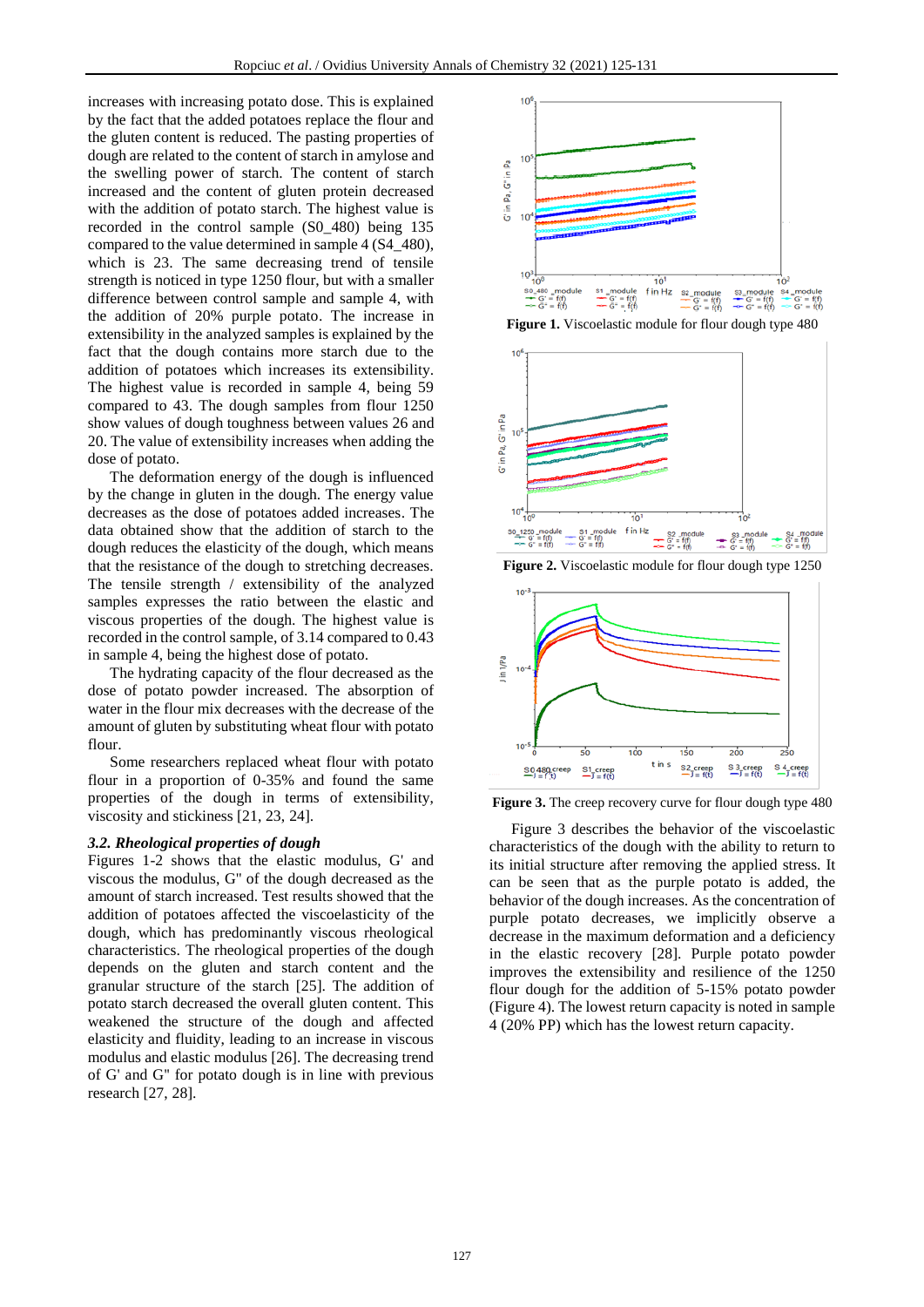increases with increasing potato dose. This is explained by the fact that the added potatoes replace the flour and the gluten content is reduced. The pasting properties of dough are related to the content of starch in amylose and the swelling power of starch. The content of starch increased and the content of gluten protein decreased with the addition of potato starch. The highest value is recorded in the control sample (S0_480) being 135 compared to the value determined in sample 4 (S4_480), which is 23. The same decreasing trend of tensile strength is noticed in type 1250 flour, but with a smaller difference between control sample and sample 4, with the addition of 20% purple potato. The increase in extensibility in the analyzed samples is explained by the fact that the dough contains more starch due to the addition of potatoes which increases its extensibility. The highest value is recorded in sample 4, being 59 compared to 43. The dough samples from flour 1250 show values of dough toughness between values 26 and 20. The value of extensibility increases when adding the dose of potato.

The deformation energy of the dough is influenced by the change in gluten in the dough. The energy value decreases as the dose of potatoes added increases. The data obtained show that the addition of starch to the dough reduces the elasticity of the dough, which means that the resistance of the dough to stretching decreases. The tensile strength / extensibility of the analyzed samples expresses the ratio between the elastic and viscous properties of the dough. The highest value is recorded in the control sample, of 3.14 compared to 0.43 in sample 4, being the highest dose of potato.

The hydrating capacity of the flour decreased as the dose of potato powder increased. The absorption of water in the flour mix decreases with the decrease of the amount of gluten by substituting wheat flour with potato flour.

Some researchers replaced wheat flour with potato flour in a proportion of 0-35% and found the same properties of the dough in terms of extensibility, viscosity and stickiness [21, 23, 24].

### *3.2. Rheological properties of dough*

Figures 1-2 shows that the elastic modulus, G' and viscous the modulus, G" of the dough decreased as the amount of starch increased. Test results showed that the addition of potatoes affected the viscoelasticity of the dough, which has predominantly viscous rheological characteristics. The rheological properties of the dough depends on the gluten and starch content and the granular structure of the starch [25]. The addition of potato starch decreased the overall gluten content. This weakened the structure of the dough and affected elasticity and fluidity, leading to an increase in viscous modulus and elastic modulus [26]. The decreasing trend of G' and G" for potato dough is in line with previous research [27, 28].

**Figure 1.** Viscoelastic module for flour dough type 480

**Figure 2.** Viscoelastic module for flour dough type 1250

**Figure 3.** The creep recovery curve for flour dough type 480

Figure 3 describes the behavior of the viscoelastic characteristics of the dough with the ability to return to its initial structure after removing the applied stress. It can be seen that as the purple potato is added, the behavior of the dough increases. As the concentration of purple potato decreases, we implicitly observe a decrease in the maximum deformation and a deficiency in the elastic recovery [28]. Purple potato powder improves the extensibility and resilience of the 1250 flour dough for the addition of 5-15% potato powder (Figure 4). The lowest return capacity is noted in sample 4 (20% PP) which has the lowest return capacity.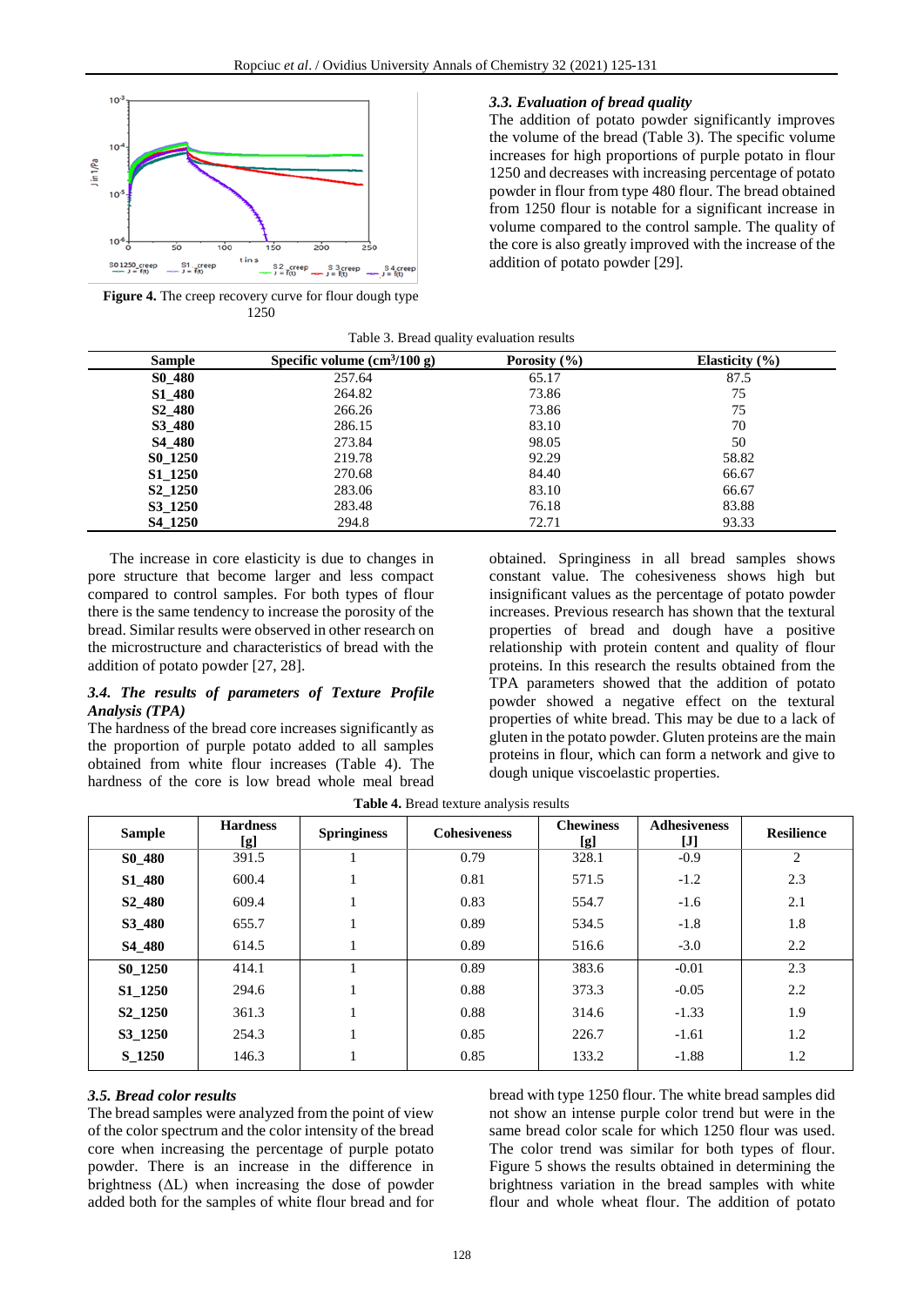Figure 4. The creep recovery curve for flour dough type 1250

### 3.3. Evaluation of bread quality

The addition of potato powder significantly improves the volume of the bread (Table 3). The specific volume increases for high proportions of purple potato in flour 1250 and decreases with increasing percentage of potato powder in flour from type 480 flour. The bread obtained from 1250 flour is notable for a significant increase in volume compared to the control sample. The quality of the core is also greatly improved with the increase of the addition of potato powder [29].

Table 3. Bread quality evaluation results

| Sample | Specific volume ($cm^3$/100 g) | Porosity (%) | Elasticity (%) |
|---|---|---|---|
| **S0_480** | 257.64 | 65.17 | 87.5 |
| **S1_480** | 264.82 | 73.86 | 75 |
| **S2_480** | 266.26 | 73.86 | 75 |
| **S3_480** | 286.15 | 83.10 | 70 |
| **S4_480** | 273.84 | 98.05 | 50 |
| **S0_1250** | 219.78 | 92.29 | 58.82 |
| **S1_1250** | 270.68 | 84.40 | 66.67 |
| **S2_1250** | 283.06 | 83.10 | 66.67 |
| **S3_1250** | 283.48 | 76.18 | 83.88 |
| **S4_1250** | 294.8 | 72.71 | 93.33 |

The increase in core elasticity is due to changes in pore structure that become larger and less compact compared to control samples. For both types of flour there is the same tendency to increase the porosity of the bread. Similar results were observed in other research on the microstructure and characteristics of bread with the addition of potato powder [27, 28].

### 3.4. The results of parameters of Texture Profile Analysis (TPA)

The hardness of the bread core increases significantly as the proportion of purple potato added to all samples obtained from white flour increases (Table 4). The hardness of the core is low bread whole meal bread obtained. Springiness in all bread samples shows constant value. The cohesiveness shows high but insignificant values as the percentage of potato powder increases. Previous research has shown that the textural properties of bread and dough have a positive relationship with protein content and quality of flour proteins. In this research the results obtained from the TPA parameters showed that the addition of potato powder showed a negative effect on the textural properties of white bread. This may be due to a lack of gluten in the potato powder. Gluten proteins are the main proteins in flour, which can form a network and give to dough unique viscoelastic properties.

**Table 4.** Bread texture analysis results

| Sample | Hardness [g] | Springiness | Cohesiveness | Chewiness [g] | Adhesiveness [J] | Resilience |
|---|---|---|---|---|---|---|
| **S0_480** | 391.5 | 1 | 0.79 | 328.1 | -0.9 | 2 |
| **S1_480** | 600.4 | 1 | 0.81 | 571.5 | -1.2 | 2.3 |
| **S2_480** | 609.4 | 1 | 0.83 | 554.7 | -1.6 | 2.1 |
| **S3_480** | 655.7 | 1 | 0.89 | 534.5 | -1.8 | 1.8 |
| **S4_480** | 614.5 | 1 | 0.89 | 516.6 | -3.0 | 2.2 |
| **S0_1250** | 414.1 | 1 | 0.89 | 383.6 | -0.01 | 2.3 |
| **S1_1250** | 294.6 | 1 | 0.88 | 373.3 | -0.05 | 2.2 |
| **S2_1250** | 361.3 | 1 | 0.88 | 314.6 | -1.33 | 1.9 |
| **S3_1250** | 254.3 | 1 | 0.85 | 226.7 | -1.61 | 1.2 |
| **S_1250** | 146.3 | 1 | 0.85 | 133.2 | -1.88 | 1.2 |

### 3.5. Bread color results

The bread samples were analyzed from the point of view of the color spectrum and the color intensity of the bread core when increasing the percentage of purple potato powder. There is an increase in the difference in brightness (ΔL) when increasing the dose of powder added both for the samples of white flour bread and for bread with type 1250 flour. The white bread samples did not show an intense purple color trend but were in the same bread color scale for which 1250 flour was used. The color trend was similar for both types of flour. Figure 5 shows the results obtained in determining the brightness variation in the bread samples with white flour and whole wheat flour. The addition of potato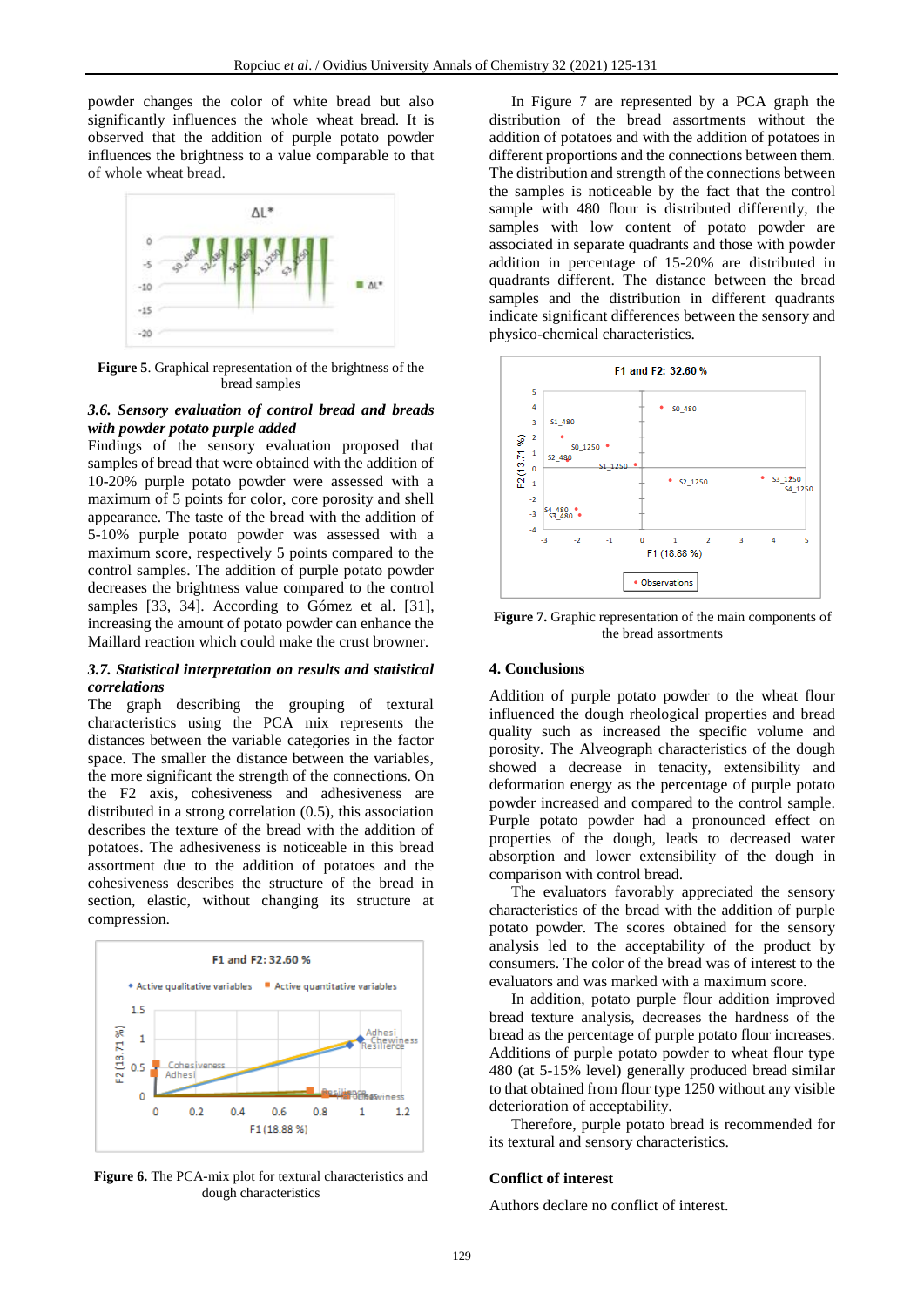powder changes the color of white bread but also significantly influences the whole wheat bread. It is observed that the addition of purple potato powder influences the brightness to a value comparable to that of whole wheat bread.

**Figure 5**. Graphical representation of the brightness of the bread samples

### *3.6. Sensory evaluation of control bread and breads with powder potato purple added*

Findings of the sensory evaluation proposed that samples of bread that were obtained with the addition of 10-20% purple potato powder were assessed with a maximum of 5 points for color, core porosity and shell appearance. The taste of the bread with the addition of 5-10% purple potato powder was assessed with a maximum score, respectively 5 points compared to the control samples. The addition of purple potato powder decreases the brightness value compared to the control samples [33, 34]. According to Gómez et al. [31], increasing the amount of potato powder can enhance the Maillard reaction which could make the crust browner.

### *3.7. Statistical interpretation on results and statistical correlations*

The graph describing the grouping of textural characteristics using the PCA mix represents the distances between the variable categories in the factor space. The smaller the distance between the variables, the more significant the strength of the connections. On the F2 axis, cohesiveness and adhesiveness are distributed in a strong correlation (0.5), this association describes the texture of the bread with the addition of potatoes. The adhesiveness is noticeable in this bread assortment due to the addition of potatoes and the cohesiveness describes the structure of the bread in section, elastic, without changing its structure at compression.

**Figure 6.** The PCA-mix plot for textural characteristics and dough characteristics

In Figure 7 are represented by a PCA graph the distribution of the bread assortments without the addition of potatoes and with the addition of potatoes in different proportions and the connections between them. The distribution and strength of the connections between the samples is noticeable by the fact that the control sample with 480 flour is distributed differently, the samples with low content of potato powder are associated in separate quadrants and those with powder addition in percentage of 15-20% are distributed in quadrants different. The distance between the bread samples and the distribution in different quadrants indicate significant differences between the sensory and physico-chemical characteristics.

**Figure 7.** Graphic representation of the main components of the bread assortments

## 4. Conclusions

Addition of purple potato powder to the wheat flour influenced the dough rheological properties and bread quality such as increased the specific volume and porosity. The Alveograph characteristics of the dough showed a decrease in tenacity, extensibility and deformation energy as the percentage of purple potato powder increased and compared to the control sample. Purple potato powder had a pronounced effect on properties of the dough, leads to decreased water absorption and lower extensibility of the dough in comparison with control bread.

The evaluators favorably appreciated the sensory characteristics of the bread with the addition of purple potato powder. The scores obtained for the sensory analysis led to the acceptability of the product by consumers. The color of the bread was of interest to the evaluators and was marked with a maximum score.

In addition, potato purple flour addition improved bread texture analysis, decreases the hardness of the bread as the percentage of purple potato flour increases. Additions of purple potato powder to wheat flour type 480 (at 5-15% level) generally produced bread similar to that obtained from flour type 1250 without any visible deterioration of acceptability.

Therefore, purple potato bread is recommended for its textural and sensory characteristics.

## Conflict of interest

Authors declare no conflict of interest.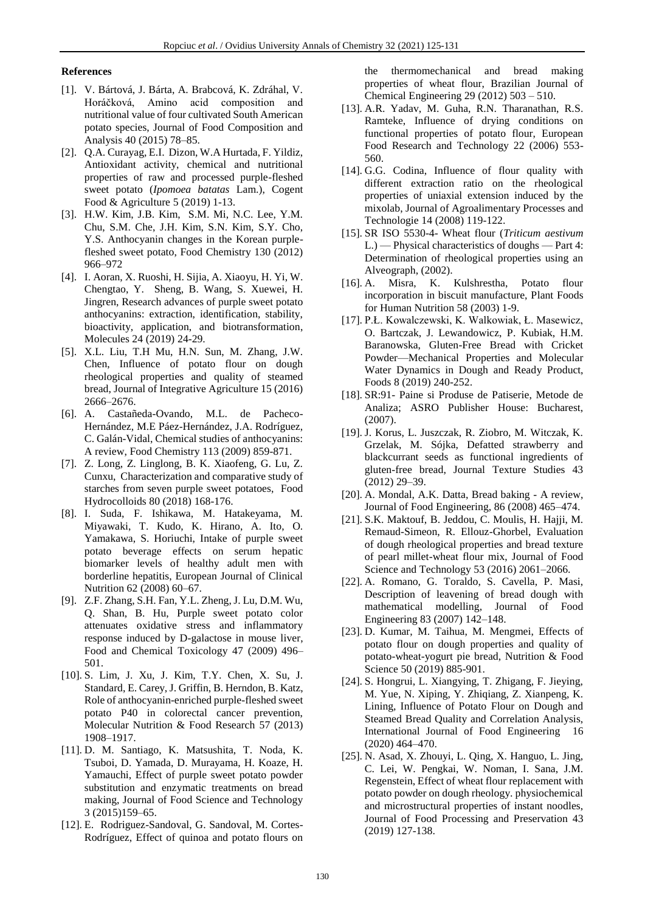**References**

[1]. V. Bártová, J. Bárta, A. Brabcová, K. Zdráhal, V. Horáčková, Amino acid composition and nutritional value of four cultivated South American potato species, Journal of Food Composition and Analysis 40 (2015) 78–85.

[2]. Q.A. Curayag, E.I. Dizon, W.A Hurtada, F. Yildiz, Antioxidant activity, chemical and nutritional properties of raw and processed purple-fleshed sweet potato (*Ipomoea batatas* Lam.), Cogent Food & Agriculture 5 (2019) 1-13.

[3]. H.W. Kim, J.B. Kim, S.M. Mi, N.C. Lee, Y.M. Chu, S.M. Che, J.H. Kim, S.N. Kim, S.Y. Cho, Y.S. Anthocyanin changes in the Korean purple-fleshed sweet potato, Food Chemistry 130 (2012) 966–972

[4]. I. Aoran, X. Ruoshi, H. Sijia, A. Xiaoyu, H. Yi, W. Chengtao, Y. Sheng, B. Wang, S. Xuewei, H. Jingren, Research advances of purple sweet potato anthocyanins: extraction, identification, stability, bioactivity, application, and biotransformation, Molecules 24 (2019) 24-29.

[5]. X.L. Liu, T.H Mu, H.N. Sun, M. Zhang, J.W. Chen, Influence of potato flour on dough rheological properties and quality of steamed bread, Journal of Integrative Agriculture 15 (2016) 2666–2676.

[6]. A. Castañeda-Ovando, M.L. de Pacheco-Hernández, M.E Páez-Hernández, J.A. Rodríguez, C. Galán-Vidal, Chemical studies of anthocyanins: A review, Food Chemistry 113 (2009) 859-871.

[7]. Z. Long, Z. Linglong, B. K. Xiaofeng, G. Lu, Z. Cunxu, Characterization and comparative study of starches from seven purple sweet potatoes, Food Hydrocolloids 80 (2018) 168-176.

[8]. I. Suda, F. Ishikawa, M. Hatakeyama, M. Miyawaki, T. Kudo, K. Hirano, A. Ito, O. Yamakawa, S. Horiuchi, Intake of purple sweet potato beverage effects on serum hepatic biomarker levels of healthy adult men with borderline hepatitis, European Journal of Clinical Nutrition 62 (2008) 60–67.

[9]. Z.F. Zhang, S.H. Fan, Y.L. Zheng, J. Lu, D.M. Wu, Q. Shan, B. Hu, Purple sweet potato color attenuates oxidative stress and inflammatory response induced by D-galactose in mouse liver, Food and Chemical Toxicology 47 (2009) 496–501.

[10]. S. Lim, J. Xu, J. Kim, T.Y. Chen, X. Su, J. Standard, E. Carey, J. Griffin, B. Herndon, B. Katz, Role of anthocyanin-enriched purple-fleshed sweet potato P40 in colorectal cancer prevention, Molecular Nutrition & Food Research 57 (2013) 1908–1917.

[11]. D. M. Santiago, K. Matsushita, T. Noda, K. Tsuboi, D. Yamada, D. Murayama, H. Koaze, H. Yamauchi, Effect of purple sweet potato powder substitution and enzymatic treatments on bread making, Journal of Food Science and Technology 3 (2015)159–65.

[12]. E. Rodriguez-Sandoval, G. Sandoval, M. Cortes-Rodríguez, Effect of quinoa and potato flours on the thermomechanical and bread making properties of wheat flour, Brazilian Journal of Chemical Engineering 29 (2012) 503 – 510.

[13]. A.R. Yadav, M. Guha, R.N. Tharanathan, R.S. Ramteke, Influence of drying conditions on functional properties of potato flour, European Food Research and Technology 22 (2006) 553-560.

[14]. G.G. Codina, Influence of flour quality with different extraction ratio on the rheological properties of uniaxial extension induced by the mixolab, Journal of Agroalimentary Processes and Technologie 14 (2008) 119-122.

[15]. SR ISO 5530-4- Wheat flour (*Triticum aestivum* L.) — Physical characteristics of doughs — Part 4: Determination of rheological properties using an Alveograph, (2002).

[16]. A. Misra, K. Kulshrestha, Potato flour incorporation in biscuit manufacture, Plant Foods for Human Nutrition 58 (2003) 1-9.

[17]. P.Ł. Kowalczewski, K. Walkowiak, Ł. Masewicz, O. Bartczak, J. Lewandowicz, P. Kubiak, H.M. Baranowska, Gluten-Free Bread with Cricket Powder—Mechanical Properties and Molecular Water Dynamics in Dough and Ready Product, Foods 8 (2019) 240-252.

[18]. SR:91- Paine si Produse de Patiserie, Metode de Analiza; ASRO Publisher House: Bucharest, (2007).

[19]. J. Korus, L. Juszczak, R. Ziobro, M. Witczak, K. Grzelak, M. Sójka, Defatted strawberry and blackcurrant seeds as functional ingredients of gluten-free bread, Journal Texture Studies 43 (2012) 29–39.

[20]. A. Mondal, A.K. Datta, Bread baking - A review, Journal of Food Engineering, 86 (2008) 465–474.

[21]. S.K. Maktouf, B. Jeddou, C. Moulis, H. Hajji, M. Remaud-Simeon, R. Ellouz-Ghorbel, Evaluation of dough rheological properties and bread texture of pearl millet-wheat flour mix, Journal of Food Science and Technology 53 (2016) 2061–2066.

[22]. A. Romano, G. Toraldo, S. Cavella, P. Masi, Description of leavening of bread dough with mathematical modelling, Journal of Food Engineering 83 (2007) 142–148.

[23]. D. Kumar, M. Taihua, M. Mengmei, Effects of potato flour on dough properties and quality of potato-wheat-yogurt pie bread, Nutrition & Food Science 50 (2019) 885-901.

[24]. S. Hongrui, L. Xiangying, T. Zhigang, F. Jieying, M. Yue, N. Xiping, Y. Zhiqiang, Z. Xianpeng, K. Lining, Influence of Potato Flour on Dough and Steamed Bread Quality and Correlation Analysis, International Journal of Food Engineering 16 (2020) 464–470.

[25]. N. Asad, X. Zhouyi, L. Qing, X. Hanguo, L. Jing, C. Lei, W. Pengkai, W. Noman, I. Sana, J.M. Regenstein, Effect of wheat flour replacement with potato powder on dough rheology. physiochemical and microstructural properties of instant noodles, Journal of Food Processing and Preservation 43 (2019) 127-138.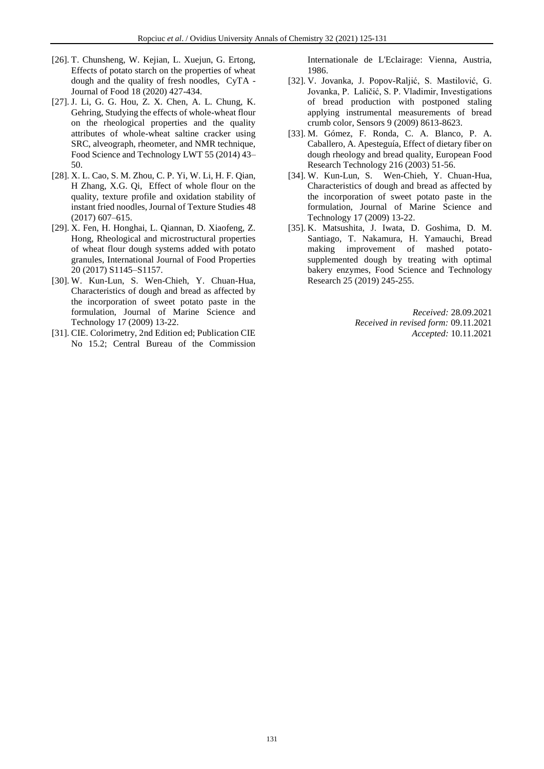[26]. T. Chunsheng, W. Kejian, L. Xuejun, G. Ertong, Effects of potato starch on the properties of wheat dough and the quality of fresh noodles, CyTA - Journal of Food 18 (2020) 427-434.

[27]. J. Li, G. G. Hou, Z. X. Chen, A. L. Chung, K. Gehring, Studying the effects of whole-wheat flour on the rheological properties and the quality attributes of whole-wheat saltine cracker using SRC, alveograph, rheometer, and NMR technique, Food Science and Technology LWT 55 (2014) 43–50.

[28]. X. L. Cao, S. M. Zhou, C. P. Yi, W. Li, H. F. Qian, H Zhang, X.G. Qi, Effect of whole flour on the quality, texture profile and oxidation stability of instant fried noodles, Journal of Texture Studies 48 (2017) 607–615.

[29]. X. Fen, H. Honghai, L. Qiannan, D. Xiaofeng, Z. Hong, Rheological and microstructural properties of wheat flour dough systems added with potato granules, International Journal of Food Properties 20 (2017) S1145–S1157.

[30]. W. Kun-Lun, S. Wen-Chieh, Y. Chuan-Hua, Characteristics of dough and bread as affected by the incorporation of sweet potato paste in the formulation, Journal of Marine Science and Technology 17 (2009) 13-22.

[31]. CIE. Colorimetry, 2nd Edition ed; Publication CIE No 15.2; Central Bureau of the Commission Internationale de L'Eclairage: Vienna, Austria, 1986.

[32]. V. Jovanka, J. Popov-Raljić, S. Mastilović, G. Jovanka, P. Laličić, S. P. Vladimir, Investigations of bread production with postponed staling applying instrumental measurements of bread crumb color, Sensors 9 (2009) 8613-8623.

[33]. M. Gómez, F. Ronda, C. A. Blanco, P. A. Caballero, A. Apesteguía, Effect of dietary fiber on dough rheology and bread quality, European Food Research Technology 216 (2003) 51-56.

[34]. W. Kun-Lun, S. Wen-Chieh, Y. Chuan-Hua, Characteristics of dough and bread as affected by the incorporation of sweet potato paste in the formulation, Journal of Marine Science and Technology 17 (2009) 13-22.

[35]. K. Matsushita, J. Iwata, D. Goshima, D. M. Santiago, T. Nakamura, H. Yamauchi, Bread making improvement of mashed potato-supplemented dough by treating with optimal bakery enzymes, Food Science and Technology Research 25 (2019) 245-255.

*Received:* 28.09.2021
*Received in revised form:* 09.11.2021
*Accepted:* 10.11.2021